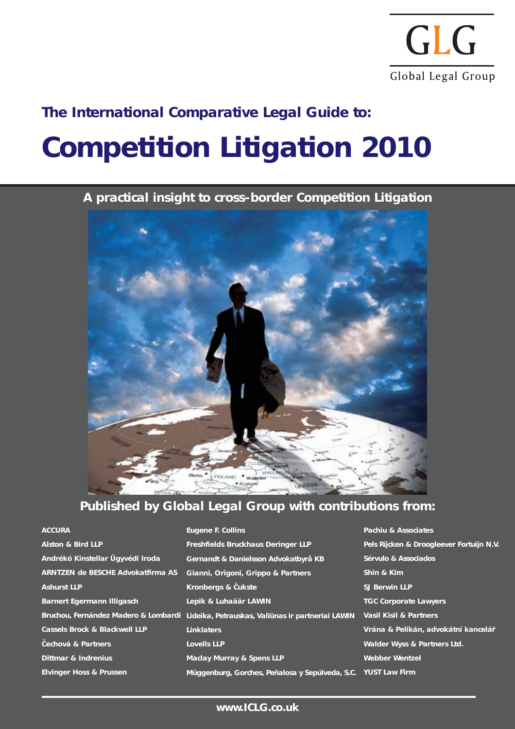GLG

Global Legal Group

## The International Comparative Legal Guide to:

# Competition Litigation 2010

**A practical insight to cross-border Competition Litigation**

**Published by Global Legal Group with contributions from:**

- ACCURA
- Alston & Bird LLP
- Andrékó Kinstellar Ügyvédi Iroda
- ARNTZEN de BESCHE Advokatfirma AS
- Ashurst LLP
- Barnert Egermann Illigasch
- Bruchou, Fernández Madero & Lombardi
- Cassels Brock & Blackwell LLP
- Čechová & Partners
- Dittmar & Indrenius
- Elvinger Hoss & Prussen
- Eugene F. Collins
- Freshfields Bruckhaus Deringer LLP
- Gernandt & Danielsson Advokatbyrå KB
- Gianni, Origoni, Grippo & Partners
- Kronbergs & Čukste
- Lepik & Luhaäär LAWIN
- Lideika, Petrauskas, Valiūnas ir partneriai LAWIN
- Linklaters
- Lovells LLP
- Maclay Murray & Spens LLP
- Müggenburg, Gorches, Peñalosa y Sepúlveda, S.C.
- Pachiu & Associates
- Pels Rijcken & Droogleever Fortuijn N.V.
- Sérvulo & Associados
- Shin & Kim
- SJ Berwin LLP
- TGC Corporate Lawyers
- Vasil Kisil & Partners
- Vrána & Pelikán, advokátní kancelář
- Walder Wyss & Partners Ltd.
- Webber Wentzel
- YUST Law Firm

www.ICLG.co.uk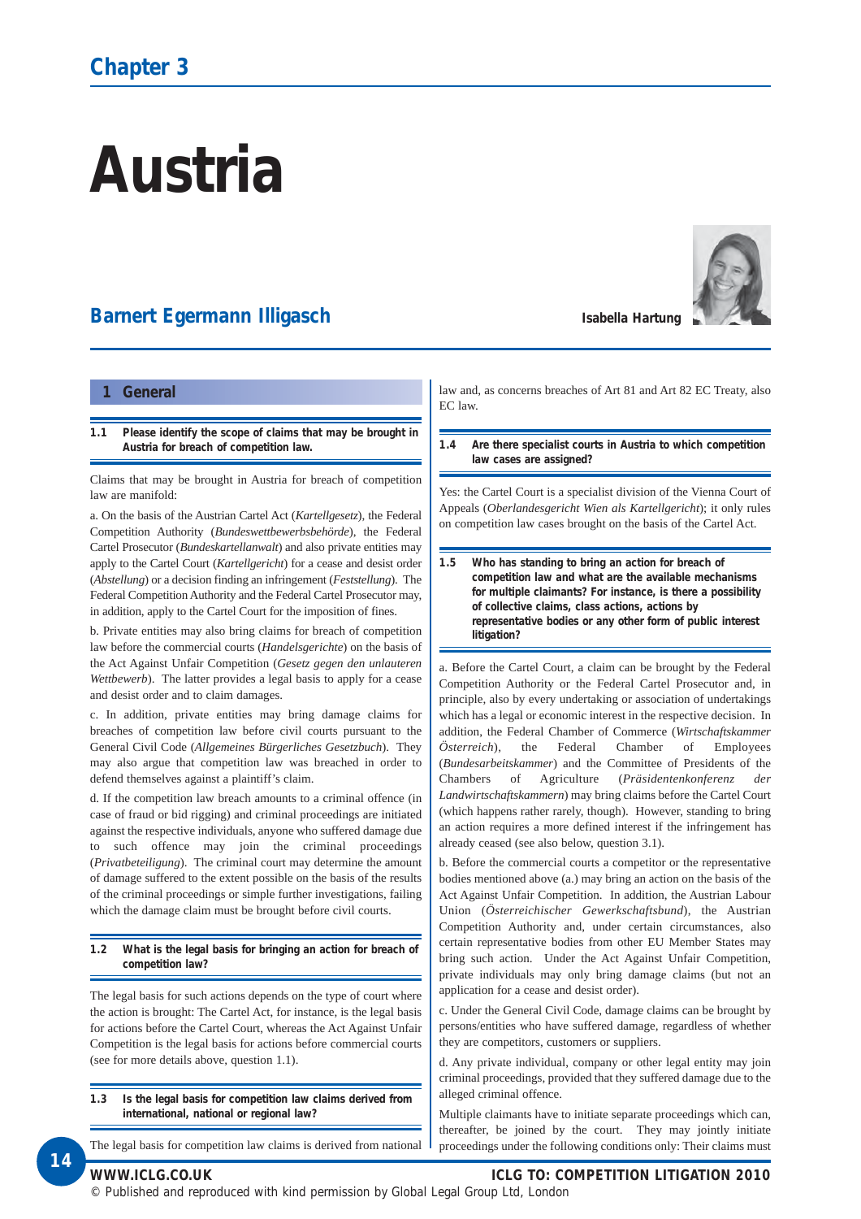# Chapter 3

# Austria

## Barnert Egermann Illigasch

**Isabella Hartung**

## 1 General

**1.1 Please identify the scope of claims that may be brought in Austria for breach of competition law.**

Claims that may be brought in Austria for breach of competition law are manifold:

a. On the basis of the Austrian Cartel Act (*Kartellgesetz*), the Federal Competition Authority (*Bundeswettbewerbsbehörde*), the Federal Cartel Prosecutor (*Bundeskartellanwalt*) and also private entities may apply to the Cartel Court (*Kartellgericht*) for a cease and desist order (*Abstellung*) or a decision finding an infringement (*Feststellung*). The Federal Competition Authority and the Federal Cartel Prosecutor may, in addition, apply to the Cartel Court for the imposition of fines.

b. Private entities may also bring claims for breach of competition law before the commercial courts (*Handelsgerichte*) on the basis of the Act Against Unfair Competition (*Gesetz gegen den unlauteren Wettbewerb*). The latter provides a legal basis to apply for a cease and desist order and to claim damages.

c. In addition, private entities may bring damage claims for breaches of competition law before civil courts pursuant to the General Civil Code (*Allgemeines Bürgerliches Gesetzbuch*). They may also argue that competition law was breached in order to defend themselves against a plaintiff's claim.

d. If the competition law breach amounts to a criminal offence (in case of fraud or bid rigging) and criminal proceedings are initiated against the respective individuals, anyone who suffered damage due to such offence may join the criminal proceedings (*Privatbeteiligung*). The criminal court may determine the amount of damage suffered to the extent possible on the basis of the results of the criminal proceedings or simple further investigations, failing which the damage claim must be brought before civil courts.

**1.2 What is the legal basis for bringing an action for breach of competition law?**

The legal basis for such actions depends on the type of court where the action is brought: The Cartel Act, for instance, is the legal basis for actions before the Cartel Court, whereas the Act Against Unfair Competition is the legal basis for actions before commercial courts (see for more details above, question 1.1).

**1.3 Is the legal basis for competition law claims derived from international, national or regional law?**

The legal basis for competition law claims is derived from national law and, as concerns breaches of Art 81 and Art 82 EC Treaty, also EC law.

**1.4 Are there specialist courts in Austria to which competition law cases are assigned?**

Yes: the Cartel Court is a specialist division of the Vienna Court of Appeals (*Oberlandesgericht Wien als Kartellgericht*); it only rules on competition law cases brought on the basis of the Cartel Act.

**1.5 Who has standing to bring an action for breach of competition law and what are the available mechanisms for multiple claimants? For instance, is there a possibility of collective claims, class actions, actions by representative bodies or any other form of public interest litigation?**

a. Before the Cartel Court, a claim can be brought by the Federal Competition Authority or the Federal Cartel Prosecutor and, in principle, also by every undertaking or association of undertakings which has a legal or economic interest in the respective decision. In addition, the Federal Chamber of Commerce (*Wirtschaftskammer Österreich*), the Federal Chamber of Employees (*Bundesarbeitskammer*) and the Committee of Presidents of the Chambers of Agriculture (*Präsidentenkonferenz der Landwirtschaftskammern*) may bring claims before the Cartel Court (which happens rather rarely, though). However, standing to bring an action requires a more defined interest if the infringement has already ceased (see also below, question 3.1).

b. Before the commercial courts a competitor or the representative bodies mentioned above (a.) may bring an action on the basis of the Act Against Unfair Competition. In addition, the Austrian Labour Union (*Österreichischer Gewerkschaftsbund*), the Austrian Competition Authority and, under certain circumstances, also certain representative bodies from other EU Member States may bring such action. Under the Act Against Unfair Competition, private individuals may only bring damage claims (but not an application for a cease and desist order).

c. Under the General Civil Code, damage claims can be brought by persons/entities who have suffered damage, regardless of whether they are competitors, customers or suppliers.

d. Any private individual, company or other legal entity may join criminal proceedings, provided that they suffered damage due to the alleged criminal offence.

Multiple claimants have to initiate separate proceedings which can, thereafter, be joined by the court. They may jointly initiate proceedings under the following conditions only: Their claims must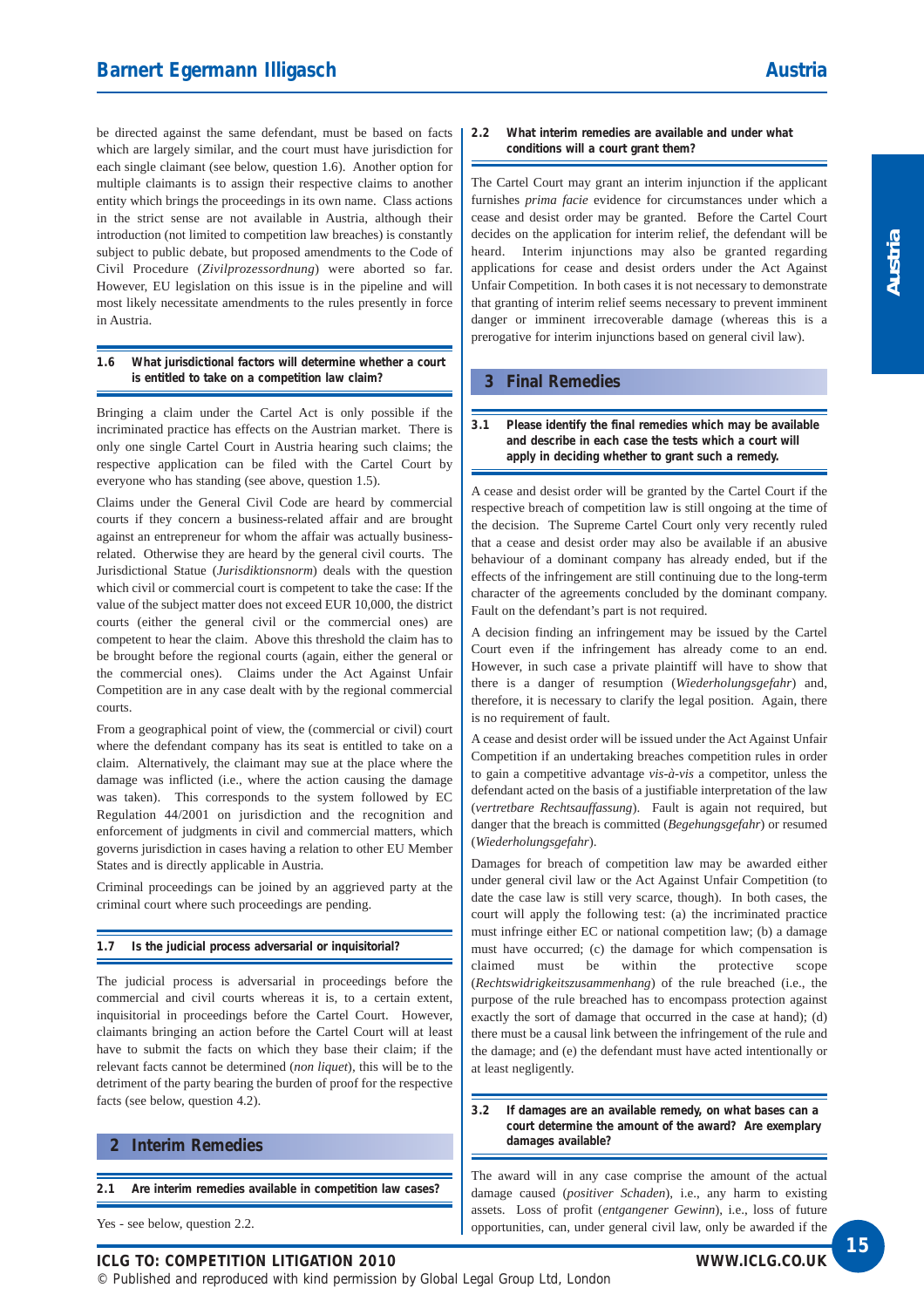be directed against the same defendant, must be based on facts which are largely similar, and the court must have jurisdiction for each single claimant (see below, question 1.6). Another option for multiple claimants is to assign their respective claims to another entity which brings the proceedings in its own name. Class actions in the strict sense are not available in Austria, although their introduction (not limited to competition law breaches) is constantly subject to public debate, but proposed amendments to the Code of Civil Procedure (*Zivilprozessordnung*) were aborted so far. However, EU legislation on this issue is in the pipeline and will most likely necessitate amendments to the rules presently in force in Austria.

### 1.6 What jurisdictional factors will determine whether a court is entitled to take on a competition law claim?

Bringing a claim under the Cartel Act is only possible if the incriminated practice has effects on the Austrian market. There is only one single Cartel Court in Austria hearing such claims; the respective application can be filed with the Cartel Court by everyone who has standing (see above, question 1.5).

Claims under the General Civil Code are heard by commercial courts if they concern a business-related affair and are brought against an entrepreneur for whom the affair was actually business-related. Otherwise they are heard by the general civil courts. The Jurisdictional Statue (*Jurisdiktionsnorm*) deals with the question which civil or commercial court is competent to take the case: If the value of the subject matter does not exceed EUR 10,000, the district courts (either the general civil or the commercial ones) are competent to hear the claim. Above this threshold the claim has to be brought before the regional courts (again, either the general or the commercial ones). Claims under the Act Against Unfair Competition are in any case dealt with by the regional commercial courts.

From a geographical point of view, the (commercial or civil) court where the defendant company has its seat is entitled to take on a claim. Alternatively, the claimant may sue at the place where the damage was inflicted (i.e., where the action causing the damage was taken). This corresponds to the system followed by EC Regulation 44/2001 on jurisdiction and the recognition and enforcement of judgments in civil and commercial matters, which governs jurisdiction in cases having a relation to other EU Member States and is directly applicable in Austria.

Criminal proceedings can be joined by an aggrieved party at the criminal court where such proceedings are pending.

### 1.7 Is the judicial process adversarial or inquisitorial?

The judicial process is adversarial in proceedings before the commercial and civil courts whereas it is, to a certain extent, inquisitorial in proceedings before the Cartel Court. However, claimants bringing an action before the Cartel Court will at least have to submit the facts on which they base their claim; if the relevant facts cannot be determined (*non liquet*), this will be to the detriment of the party bearing the burden of proof for the respective facts (see below, question 4.2).

## 2 Interim Remedies

### 2.1 Are interim remedies available in competition law cases?

Yes - see below, question 2.2.

### 2.2 What interim remedies are available and under what conditions will a court grant them?

The Cartel Court may grant an interim injunction if the applicant furnishes *prima facie* evidence for circumstances under which a cease and desist order may be granted. Before the Cartel Court decides on the application for interim relief, the defendant will be heard. Interim injunctions may also be granted regarding applications for cease and desist orders under the Act Against Unfair Competition. In both cases it is not necessary to demonstrate that granting of interim relief seems necessary to prevent imminent danger or imminent irrecoverable damage (whereas this is a prerogative for interim injunctions based on general civil law).

## 3 Final Remedies

### 3.1 Please identify the final remedies which may be available and describe in each case the tests which a court will apply in deciding whether to grant such a remedy.

A cease and desist order will be granted by the Cartel Court if the respective breach of competition law is still ongoing at the time of the decision. The Supreme Cartel Court only very recently ruled that a cease and desist order may also be available if an abusive behaviour of a dominant company has already ended, but if the effects of the infringement are still continuing due to the long-term character of the agreements concluded by the dominant company. Fault on the defendant's part is not required.

A decision finding an infringement may be issued by the Cartel Court even if the infringement has already come to an end. However, in such case a private plaintiff will have to show that there is a danger of resumption (*Wiederholungsgefahr*) and, therefore, it is necessary to clarify the legal position. Again, there is no requirement of fault.

A cease and desist order will be issued under the Act Against Unfair Competition if an undertaking breaches competition rules in order to gain a competitive advantage *vis-à-vis* a competitor, unless the defendant acted on the basis of a justifiable interpretation of the law (*vertretbare Rechtsauffassung*). Fault is again not required, but danger that the breach is committed (*Begehungsgefahr*) or resumed (*Wiederholungsgefahr*).

Damages for breach of competition law may be awarded either under general civil law or the Act Against Unfair Competition (to date the case law is still very scarce, though). In both cases, the court will apply the following test: (a) the incriminated practice must infringe either EC or national competition law; (b) a damage must have occurred; (c) the damage for which compensation is claimed must be within the protective scope (*Rechtswidrigkeitszusammenhang*) of the rule breached (i.e., the purpose of the rule breached has to encompass protection against exactly the sort of damage that occurred in the case at hand); (d) there must be a causal link between the infringement of the rule and the damage; and (e) the defendant must have acted intentionally or at least negligently.

### 3.2 If damages are an available remedy, on what bases can a court determine the amount of the award? Are exemplary damages available?

The award will in any case comprise the amount of the actual damage caused (*positiver Schaden*), i.e., any harm to existing assets. Loss of profit (*entgangener Gewinn*), i.e., loss of future opportunities, can, under general civil law, only be awarded if the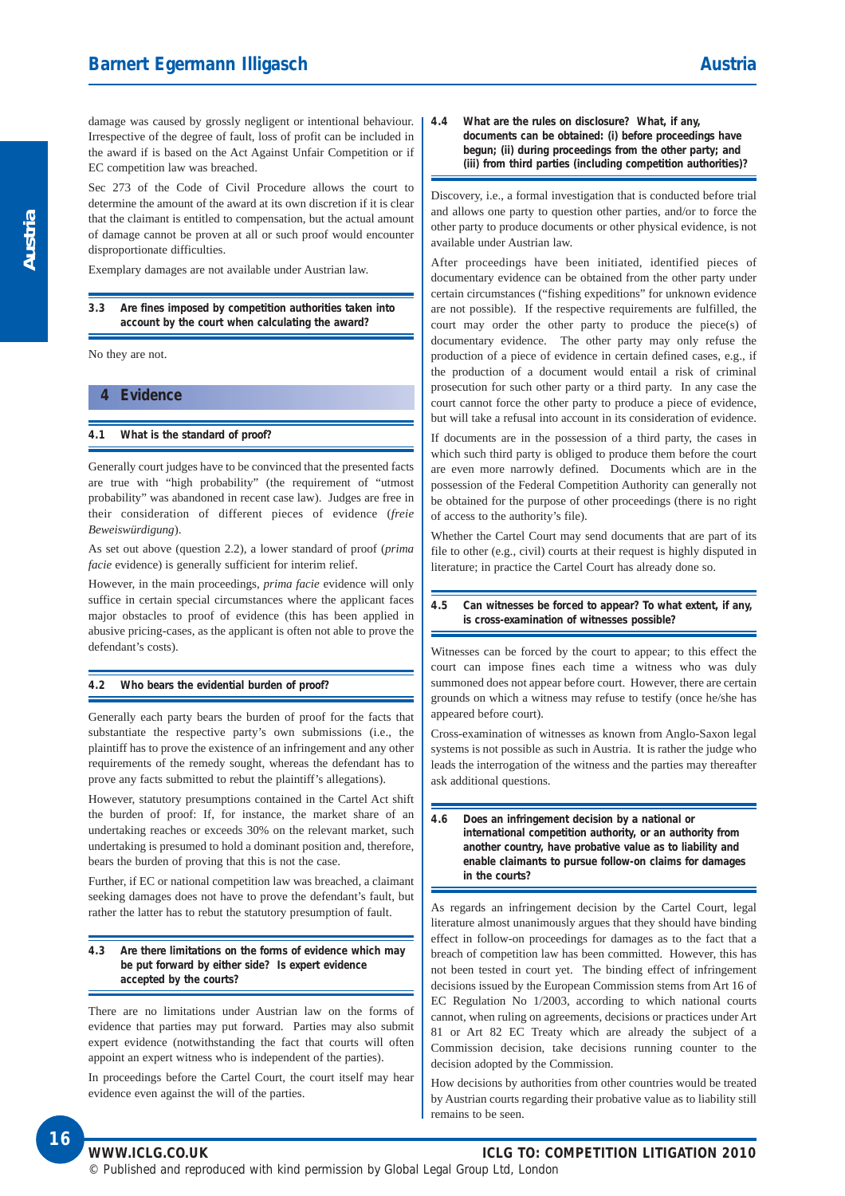damage was caused by grossly negligent or intentional behaviour. Irrespective of the degree of fault, loss of profit can be included in the award if is based on the Act Against Unfair Competition or if EC competition law was breached.

Sec 273 of the Code of Civil Procedure allows the court to determine the amount of the award at its own discretion if it is clear that the claimant is entitled to compensation, but the actual amount of damage cannot be proven at all or such proof would encounter disproportionate difficulties.

Exemplary damages are not available under Austrian law.

### 3.3 Are fines imposed by competition authorities taken into account by the court when calculating the award?

No they are not.

## 4 Evidence

### 4.1 What is the standard of proof?

Generally court judges have to be convinced that the presented facts are true with "high probability" (the requirement of "utmost probability" was abandoned in recent case law). Judges are free in their consideration of different pieces of evidence (*freie Beweiswürdigung*).

As set out above (question 2.2), a lower standard of proof (*prima facie* evidence) is generally sufficient for interim relief.

However, in the main proceedings, *prima facie* evidence will only suffice in certain special circumstances where the applicant faces major obstacles to proof of evidence (this has been applied in abusive pricing-cases, as the applicant is often not able to prove the defendant's costs).

### 4.2 Who bears the evidential burden of proof?

Generally each party bears the burden of proof for the facts that substantiate the respective party's own submissions (i.e., the plaintiff has to prove the existence of an infringement and any other requirements of the remedy sought, whereas the defendant has to prove any facts submitted to rebut the plaintiff's allegations).

However, statutory presumptions contained in the Cartel Act shift the burden of proof: If, for instance, the market share of an undertaking reaches or exceeds 30% on the relevant market, such undertaking is presumed to hold a dominant position and, therefore, bears the burden of proving that this is not the case.

Further, if EC or national competition law was breached, a claimant seeking damages does not have to prove the defendant's fault, but rather the latter has to rebut the statutory presumption of fault.

### 4.3 Are there limitations on the forms of evidence which may be put forward by either side? Is expert evidence accepted by the courts?

There are no limitations under Austrian law on the forms of evidence that parties may put forward. Parties may also submit expert evidence (notwithstanding the fact that courts will often appoint an expert witness who is independent of the parties).

In proceedings before the Cartel Court, the court itself may hear evidence even against the will of the parties.

### 4.4 What are the rules on disclosure? What, if any, documents can be obtained: (i) before proceedings have begun; (ii) during proceedings from the other party; and (iii) from third parties (including competition authorities)?

Discovery, i.e., a formal investigation that is conducted before trial and allows one party to question other parties, and/or to force the other party to produce documents or other physical evidence, is not available under Austrian law.

After proceedings have been initiated, identified pieces of documentary evidence can be obtained from the other party under certain circumstances ("fishing expeditions" for unknown evidence are not possible). If the respective requirements are fulfilled, the court may order the other party to produce the piece(s) of documentary evidence. The other party may only refuse the production of a piece of evidence in certain defined cases, e.g., if the production of a document would entail a risk of criminal prosecution for such other party or a third party. In any case the court cannot force the other party to produce a piece of evidence, but will take a refusal into account in its consideration of evidence.

If documents are in the possession of a third party, the cases in which such third party is obliged to produce them before the court are even more narrowly defined. Documents which are in the possession of the Federal Competition Authority can generally not be obtained for the purpose of other proceedings (there is no right of access to the authority's file).

Whether the Cartel Court may send documents that are part of its file to other (e.g., civil) courts at their request is highly disputed in literature; in practice the Cartel Court has already done so.

### 4.5 Can witnesses be forced to appear? To what extent, if any, is cross-examination of witnesses possible?

Witnesses can be forced by the court to appear; to this effect the court can impose fines each time a witness who was duly summoned does not appear before court. However, there are certain grounds on which a witness may refuse to testify (once he/she has appeared before court).

Cross-examination of witnesses as known from Anglo-Saxon legal systems is not possible as such in Austria. It is rather the judge who leads the interrogation of the witness and the parties may thereafter ask additional questions.

### 4.6 Does an infringement decision by a national or international competition authority, or an authority from another country, have probative value as to liability and enable claimants to pursue follow-on claims for damages in the courts?

As regards an infringement decision by the Cartel Court, legal literature almost unanimously argues that they should have binding effect in follow-on proceedings for damages as to the fact that a breach of competition law has been committed. However, this has not been tested in court yet. The binding effect of infringement decisions issued by the European Commission stems from Art 16 of EC Regulation No 1/2003, according to which national courts cannot, when ruling on agreements, decisions or practices under Art 81 or Art 82 EC Treaty which are already the subject of a Commission decision, take decisions running counter to the decision adopted by the Commission.

How decisions by authorities from other countries would be treated by Austrian courts regarding their probative value as to liability still remains to be seen.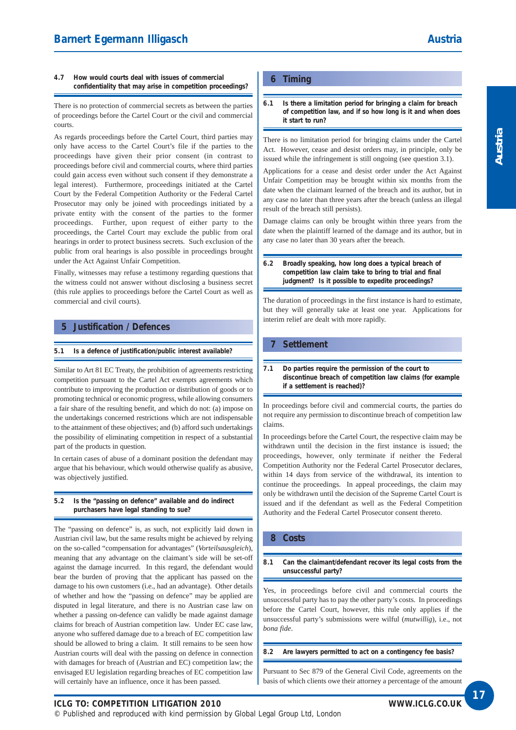### 4.7 How would courts deal with issues of commercial confidentiality that may arise in competition proceedings?

There is no protection of commercial secrets as between the parties of proceedings before the Cartel Court or the civil and commercial courts.

As regards proceedings before the Cartel Court, third parties may only have access to the Cartel Court's file if the parties to the proceedings have given their prior consent (in contrast to proceedings before civil and commercial courts, where third parties could gain access even without such consent if they demonstrate a legal interest). Furthermore, proceedings initiated at the Cartel Court by the Federal Competition Authority or the Federal Cartel Prosecutor may only be joined with proceedings initiated by a private entity with the consent of the parties to the former proceedings. Further, upon request of either party to the proceedings, the Cartel Court may exclude the public from oral hearings in order to protect business secrets. Such exclusion of the public from oral hearings is also possible in proceedings brought under the Act Against Unfair Competition.

Finally, witnesses may refuse a testimony regarding questions that the witness could not answer without disclosing a business secret (this rule applies to proceedings before the Cartel Court as well as commercial and civil courts).

## 5 Justification / Defences

### 5.1 Is a defence of justification/public interest available?

Similar to Art 81 EC Treaty, the prohibition of agreements restricting competition pursuant to the Cartel Act exempts agreements which contribute to improving the production or distribution of goods or to promoting technical or economic progress, while allowing consumers a fair share of the resulting benefit, and which do not: (a) impose on the undertakings concerned restrictions which are not indispensable to the attainment of these objectives; and (b) afford such undertakings the possibility of eliminating competition in respect of a substantial part of the products in question.

In certain cases of abuse of a dominant position the defendant may argue that his behaviour, which would otherwise qualify as abusive, was objectively justified.

### 5.2 Is the "passing on defence" available and do indirect purchasers have legal standing to sue?

The "passing on defence" is, as such, not explicitly laid down in Austrian civil law, but the same results might be achieved by relying on the so-called "compensation for advantages" (*Vorteilsausgleich*), meaning that any advantage on the claimant's side will be set-off against the damage incurred. In this regard, the defendant would bear the burden of proving that the applicant has passed on the damage to his own customers (i.e., had an advantage). Other details of whether and how the "passing on defence" may be applied are disputed in legal literature, and there is no Austrian case law on whether a passing on-defence can validly be made against damage claims for breach of Austrian competition law. Under EC case law, anyone who suffered damage due to a breach of EC competition law should be allowed to bring a claim. It still remains to be seen how Austrian courts will deal with the passing on defence in connection with damages for breach of (Austrian and EC) competition law; the envisaged EU legislation regarding breaches of EC competition law will certainly have an influence, once it has been passed.

## 6 Timing

### 6.1 Is there a limitation period for bringing a claim for breach of competition law, and if so how long is it and when does it start to run?

There is no limitation period for bringing claims under the Cartel Act. However, cease and desist orders may, in principle, only be issued while the infringement is still ongoing (see question 3.1).

Applications for a cease and desist order under the Act Against Unfair Competition may be brought within six months from the date when the claimant learned of the breach and its author, but in any case no later than three years after the breach (unless an illegal result of the breach still persists).

Damage claims can only be brought within three years from the date when the plaintiff learned of the damage and its author, but in any case no later than 30 years after the breach.

### 6.2 Broadly speaking, how long does a typical breach of competition law claim take to bring to trial and final judgment? Is it possible to expedite proceedings?

The duration of proceedings in the first instance is hard to estimate, but they will generally take at least one year. Applications for interim relief are dealt with more rapidly.

## 7 Settlement

### 7.1 Do parties require the permission of the court to discontinue breach of competition law claims (for example if a settlement is reached)?

In proceedings before civil and commercial courts, the parties do not require any permission to discontinue breach of competition law claims.

In proceedings before the Cartel Court, the respective claim may be withdrawn until the decision in the first instance is issued; the proceedings, however, only terminate if neither the Federal Competition Authority nor the Federal Cartel Prosecutor declares, within 14 days from service of the withdrawal, its intention to continue the proceedings. In appeal proceedings, the claim may only be withdrawn until the decision of the Supreme Cartel Court is issued and if the defendant as well as the Federal Competition Authority and the Federal Cartel Prosecutor consent thereto.

## 8 Costs

### 8.1 Can the claimant/defendant recover its legal costs from the unsuccessful party?

Yes, in proceedings before civil and commercial courts the unsuccessful party has to pay the other party's costs. In proceedings before the Cartel Court, however, this rule only applies if the unsuccessful party's submissions were wilful (*mutwillig*), i.e., not *bona fide*.

### 8.2 Are lawyers permitted to act on a contingency fee basis?

Pursuant to Sec 879 of the General Civil Code, agreements on the basis of which clients owe their attorney a percentage of the amount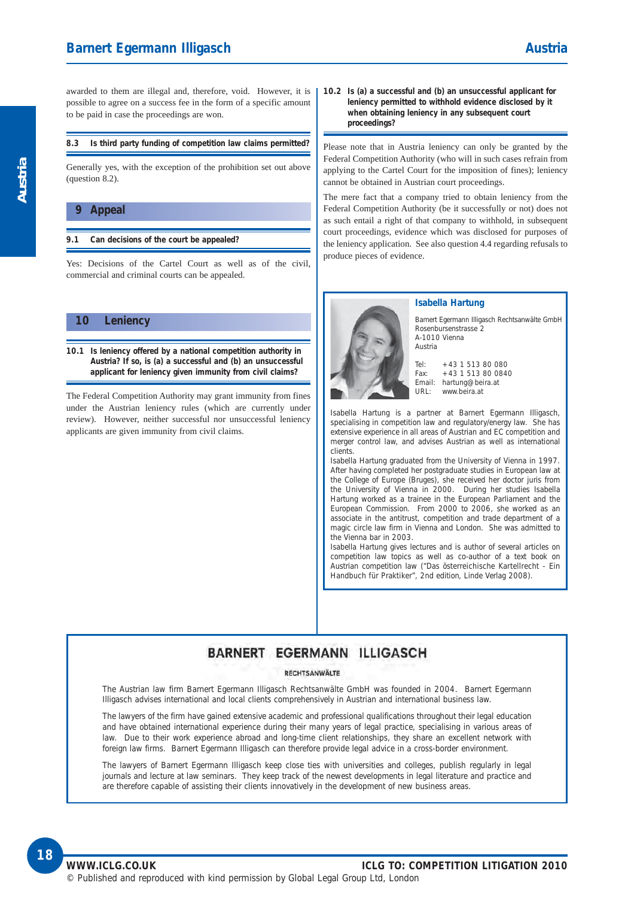awarded to them are illegal and, therefore, void. However, it is possible to agree on a success fee in the form of a specific amount to be paid in case the proceedings are won.

**8.3 Is third party funding of competition law claims permitted?**

Generally yes, with the exception of the prohibition set out above (question 8.2).

## 9 Appeal

**9.1 Can decisions of the court be appealed?**

Yes: Decisions of the Cartel Court as well as of the civil, commercial and criminal courts can be appealed.

## 10 Leniency

**10.1 Is leniency offered by a national competition authority in Austria? If so, is (a) a successful and (b) an unsuccessful applicant for leniency given immunity from civil claims?**

The Federal Competition Authority may grant immunity from fines under the Austrian leniency rules (which are currently under review). However, neither successful nor unsuccessful leniency applicants are given immunity from civil claims.

**10.2 Is (a) a successful and (b) an unsuccessful applicant for leniency permitted to withhold evidence disclosed by it when obtaining leniency in any subsequent court proceedings?**

Please note that in Austria leniency can only be granted by the Federal Competition Authority (who will in such cases refrain from applying to the Cartel Court for the imposition of fines); leniency cannot be obtained in Austrian court proceedings.

The mere fact that a company tried to obtain leniency from the Federal Competition Authority (be it successfully or not) does not as such entail a right of that company to withhold, in subsequent court proceedings, evidence which was disclosed for purposes of the leniency application. See also question 4.4 regarding refusals to produce pieces of evidence.

### Isabella Hartung

Barnert Egermann Illigasch Rechtsanwälte GmbH
Rosenbursenstrasse 2
A-1010 Vienna
Austria

Tel: +43 1 513 80 080
Fax: +43 1 513 80 0840
Email: hartung@beira.at
URL: www.beira.at

Isabella Hartung is a partner at Barnert Egermann Illigasch, specialising in competition law and regulatory/energy law. She has extensive experience in all areas of Austrian and EC competition and merger control law, and advises Austrian as well as international clients.

Isabella Hartung graduated from the University of Vienna in 1997. After having completed her postgraduate studies in European law at the College of Europe (Bruges), she received her doctor juris from the University of Vienna in 2000. During her studies Isabella Hartung worked as a trainee in the European Parliament and the European Commission. From 2000 to 2006, she worked as an associate in the antitrust, competition and trade department of a magic circle law firm in Vienna and London. She was admitted to the Vienna bar in 2003.

Isabella Hartung gives lectures and is author of several articles on competition law topics as well as co-author of a text book on Austrian competition law ("Das österreichische Kartellrecht - Ein Handbuch für Praktiker", 2nd edition, Linde Verlag 2008).

**BARNERT EGERMANN ILLIGASCH**
RECHTSANWÄLTE

The Austrian law firm Barnert Egermann Illigasch Rechtsanwälte GmbH was founded in 2004. Barnert Egermann Illigasch advises international and local clients comprehensively in Austrian and international business law.

The lawyers of the firm have gained extensive academic and professional qualifications throughout their legal education and have obtained international experience during their many years of legal practice, specialising in various areas of law. Due to their work experience abroad and long-time client relationships, they share an excellent network with foreign law firms. Barnert Egermann Illigasch can therefore provide legal advice in a cross-border environment.

The lawyers of Barnert Egermann Illigasch keep close ties with universities and colleges, publish regularly in legal journals and lecture at law seminars. They keep track of the newest developments in legal literature and practice and are therefore capable of assisting their clients innovatively in the development of new business areas.